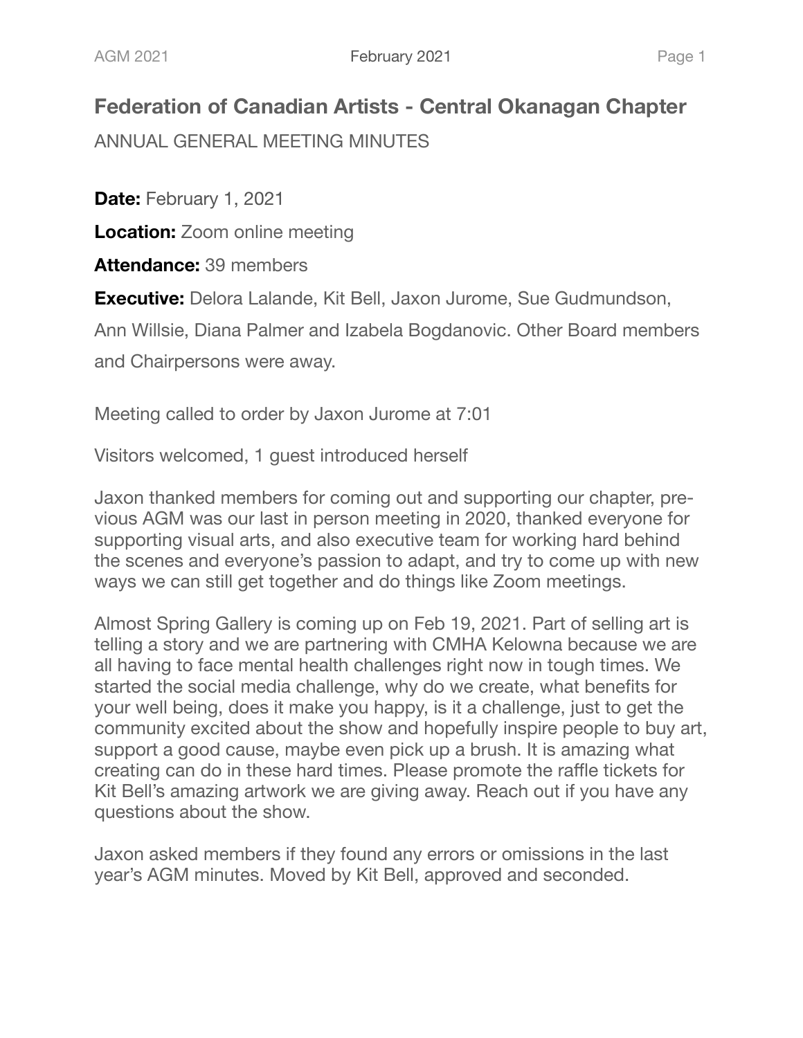## Federation of Canadian Artists - Central Okanagan Chapter

ANNUAL GENERAL MEETING MINUTES

**Date:** February 1, 2021

**Location:** Zoom online meeting

**Attendance:** 39 members

**Executive:** Delora Lalande, Kit Bell, Jaxon Jurome, Sue Gudmundson, Ann Willsie, Diana Palmer and Izabela Bogdanovic. Other Board members and Chairpersons were away.

Meeting called to order by Jaxon Jurome at 7:01

Visitors welcomed, 1 guest introduced herself

Jaxon thanked members for coming out and supporting our chapter, previous AGM was our last in person meeting in 2020, thanked everyone for supporting visual arts, and also executive team for working hard behind the scenes and everyone's passion to adapt, and try to come up with new ways we can still get together and do things like Zoom meetings.

Almost Spring Gallery is coming up on Feb 19, 2021. Part of selling art is telling a story and we are partnering with CMHA Kelowna because we are all having to face mental health challenges right now in tough times. We started the social media challenge, why do we create, what benefits for your well being, does it make you happy, is it a challenge, just to get the community excited about the show and hopefully inspire people to buy art, support a good cause, maybe even pick up a brush. It is amazing what creating can do in these hard times. Please promote the raffle tickets for Kit Bell's amazing artwork we are giving away. Reach out if you have any questions about the show.

Jaxon asked members if they found any errors or omissions in the last year's AGM minutes. Moved by Kit Bell, approved and seconded.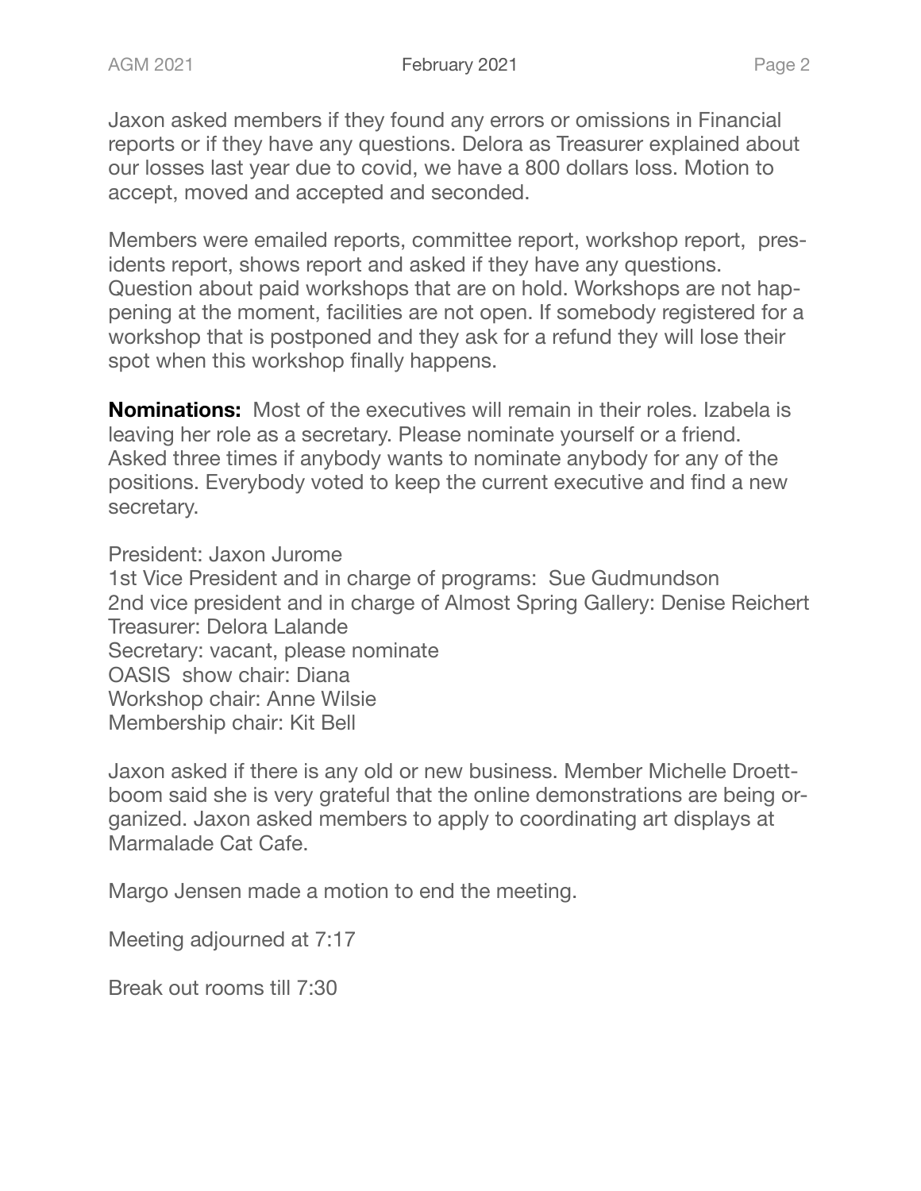Jaxon asked members if they found any errors or omissions in Financial reports or if they have any questions. Delora as Treasurer explained about our losses last year due to covid, we have a 800 dollars loss. Motion to accept, moved and accepted and seconded.

Members were emailed reports, committee report, workshop report, presidents report, shows report and asked if they have any questions. Question about paid workshops that are on hold. Workshops are not happening at the moment, facilities are not open. If somebody registered for a workshop that is postponed and they ask for a refund they will lose their spot when this workshop finally happens.

**Nominations:** Most of the executives will remain in their roles. Izabela is leaving her role as a secretary. Please nominate yourself or a friend. Asked three times if anybody wants to nominate anybody for any of the positions. Everybody voted to keep the current executive and find a new secretary.

President: Jaxon Jurome
1st Vice President and in charge of programs: Sue Gudmundson
2nd vice president and in charge of Almost Spring Gallery: Denise Reichert
Treasurer: Delora Lalande
Secretary: vacant, please nominate
OASIS show chair: Diana
Workshop chair: Anne Wilsie
Membership chair: Kit Bell

Jaxon asked if there is any old or new business. Member Michelle Droettboom said she is very grateful that the online demonstrations are being organized. Jaxon asked members to apply to coordinating art displays at Marmalade Cat Cafe.

Margo Jensen made a motion to end the meeting.

Meeting adjourned at 7:17

Break out rooms till 7:30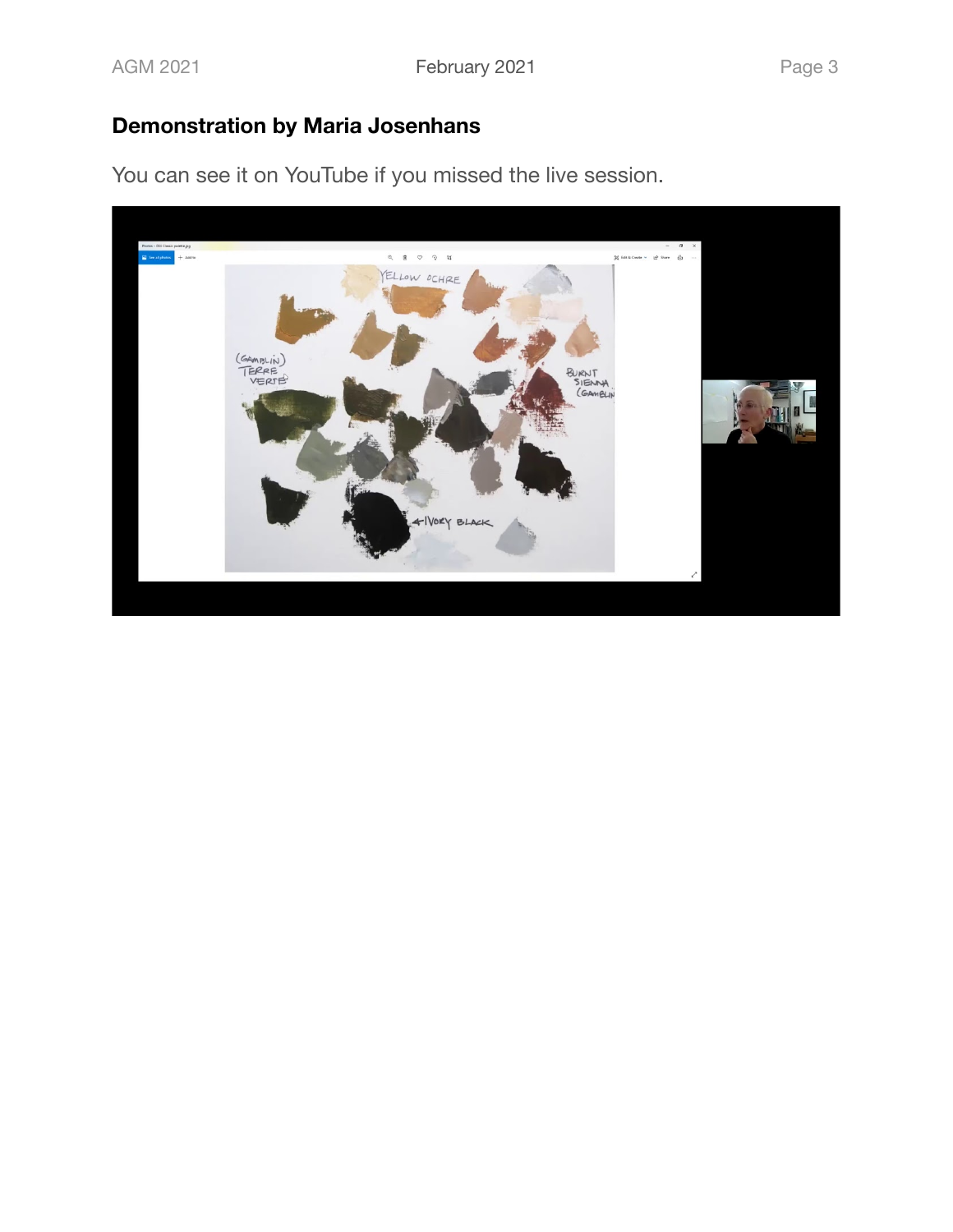**Demonstration by Maria Josenhans**

You can see it on YouTube if you missed the live session.